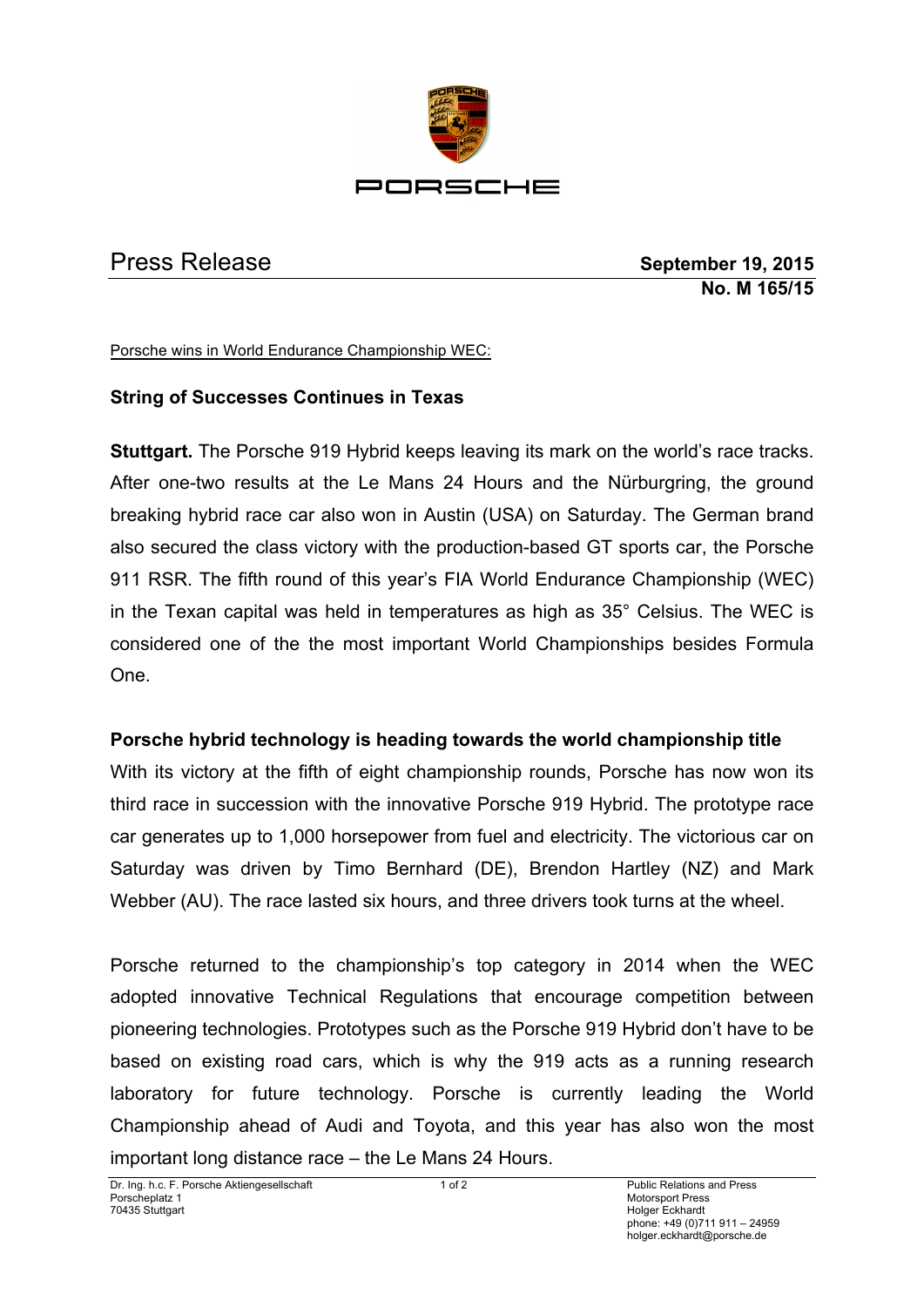PORSCHE

# Press Release

**September 19, 2015**
**No. M 165/15**

Porsche wins in World Endurance Championship WEC:

## String of Successes Continues in Texas

**Stuttgart.** The Porsche 919 Hybrid keeps leaving its mark on the world's race tracks. After one-two results at the Le Mans 24 Hours and the Nürburgring, the ground breaking hybrid race car also won in Austin (USA) on Saturday. The German brand also secured the class victory with the production-based GT sports car, the Porsche 911 RSR. The fifth round of this year's FIA World Endurance Championship (WEC) in the Texan capital was held in temperatures as high as 35° Celsius. The WEC is considered one of the the most important World Championships besides Formula One.

### Porsche hybrid technology is heading towards the world championship title

With its victory at the fifth of eight championship rounds, Porsche has now won its third race in succession with the innovative Porsche 919 Hybrid. The prototype race car generates up to 1,000 horsepower from fuel and electricity. The victorious car on Saturday was driven by Timo Bernhard (DE), Brendon Hartley (NZ) and Mark Webber (AU). The race lasted six hours, and three drivers took turns at the wheel.

Porsche returned to the championship's top category in 2014 when the WEC adopted innovative Technical Regulations that encourage competition between pioneering technologies. Prototypes such as the Porsche 919 Hybrid don't have to be based on existing road cars, which is why the 919 acts as a running research laboratory for future technology. Porsche is currently leading the World Championship ahead of Audi and Toyota, and this year has also won the most important long distance race – the Le Mans 24 Hours.

Dr. Ing. h.c. F. Porsche Aktiengesellschaft
Porscheplatz 1
70435 Stuttgart

Public Relations and Press
Motorsport Press
Holger Eckhardt
phone: +49 (0)711 911 – 24959
holger.eckhardt@porsche.de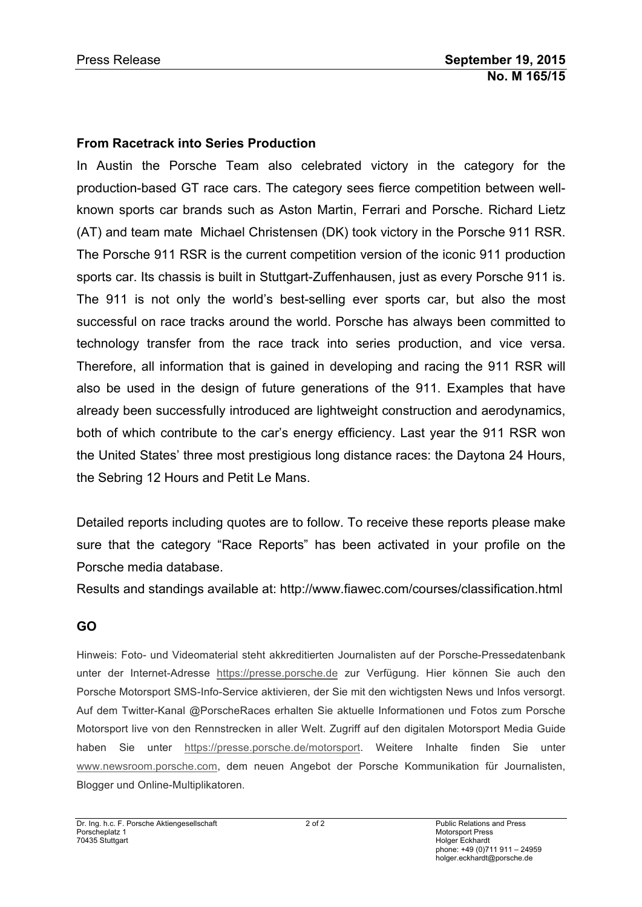## From Racetrack into Series Production

In Austin the Porsche Team also celebrated victory in the category for the production-based GT race cars. The category sees fierce competition between well-known sports car brands such as Aston Martin, Ferrari and Porsche. Richard Lietz (AT) and team mate Michael Christensen (DK) took victory in the Porsche 911 RSR. The Porsche 911 RSR is the current competition version of the iconic 911 production sports car. Its chassis is built in Stuttgart-Zuffenhausen, just as every Porsche 911 is. The 911 is not only the world's best-selling ever sports car, but also the most successful on race tracks around the world. Porsche has always been committed to technology transfer from the race track into series production, and vice versa. Therefore, all information that is gained in developing and racing the 911 RSR will also be used in the design of future generations of the 911. Examples that have already been successfully introduced are lightweight construction and aerodynamics, both of which contribute to the car's energy efficiency. Last year the 911 RSR won the United States' three most prestigious long distance races: the Daytona 24 Hours, the Sebring 12 Hours and Petit Le Mans.

Detailed reports including quotes are to follow. To receive these reports please make sure that the category "Race Reports" has been activated in your profile on the Porsche media database.

Results and standings available at: http://www.fiawec.com/courses/classification.html

**GO**

Hinweis: Foto- und Videomaterial steht akkreditierten Journalisten auf der Porsche-Pressedatenbank unter der Internet-Adresse https://presse.porsche.de zur Verfügung. Hier können Sie auch den Porsche Motorsport SMS-Info-Service aktivieren, der Sie mit den wichtigsten News und Infos versorgt. Auf dem Twitter-Kanal @PorscheRaces erhalten Sie aktuelle Informationen und Fotos zum Porsche Motorsport live von den Rennstrecken in aller Welt. Zugriff auf den digitalen Motorsport Media Guide haben Sie unter https://presse.porsche.de/motorsport. Weitere Inhalte finden Sie unter www.newsroom.porsche.com, dem neuen Angebot der Porsche Kommunikation für Journalisten, Blogger und Online-Multiplikatoren.